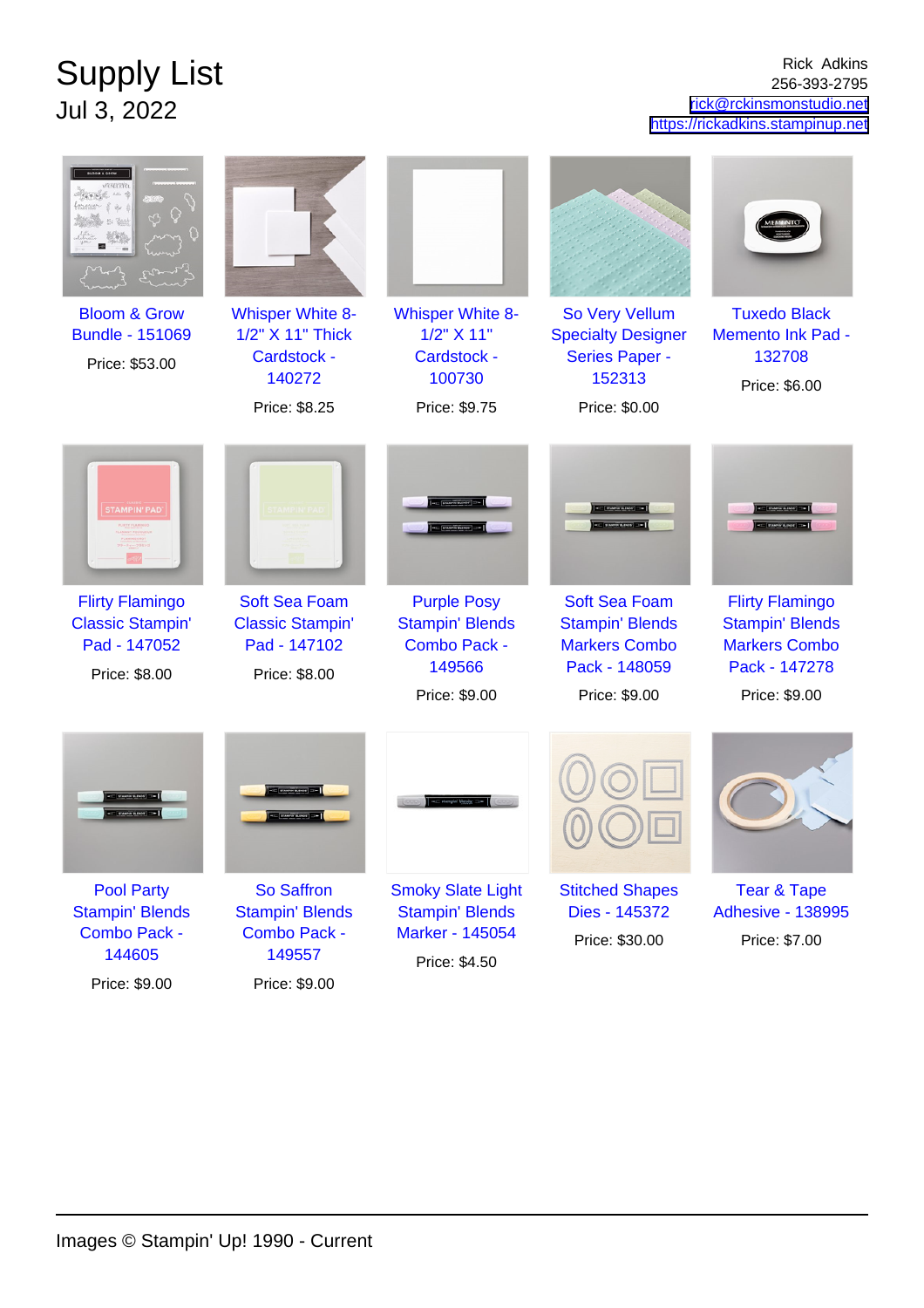# Supply List

Jul 3, 2022

Rick Adkins
256-393-2795
rick@rckinsmonstudio.net
https://rickadkins.stampinup.net

Bloom & Grow Bundle - 151069
Price: $53.00

Whisper White 8-1/2" X 11" Thick Cardstock - 140272
Price: $8.25

Whisper White 8-1/2" X 11" Cardstock - 100730
Price: $9.75

So Very Vellum Specialty Designer Series Paper - 152313
Price: $0.00

Tuxedo Black Memento Ink Pad - 132708
Price: $6.00

Flirty Flamingo Classic Stampin' Pad - 147052
Price: $8.00

Soft Sea Foam Classic Stampin' Pad - 147102
Price: $8.00

Purple Posy Stampin' Blends Combo Pack - 149566
Price: $9.00

Soft Sea Foam Stampin' Blends Markers Combo Pack - 148059
Price: $9.00

Flirty Flamingo Stampin' Blends Markers Combo Pack - 147278
Price: $9.00

Pool Party Stampin' Blends Combo Pack - 144605
Price: $9.00

So Saffron Stampin' Blends Combo Pack - 149557
Price: $9.00

Smoky Slate Light Stampin' Blends Marker - 145054
Price: $4.50

Stitched Shapes Dies - 145372
Price: $30.00

Tear & Tape Adhesive - 138995
Price: $7.00

Images © Stampin' Up! 1990 - Current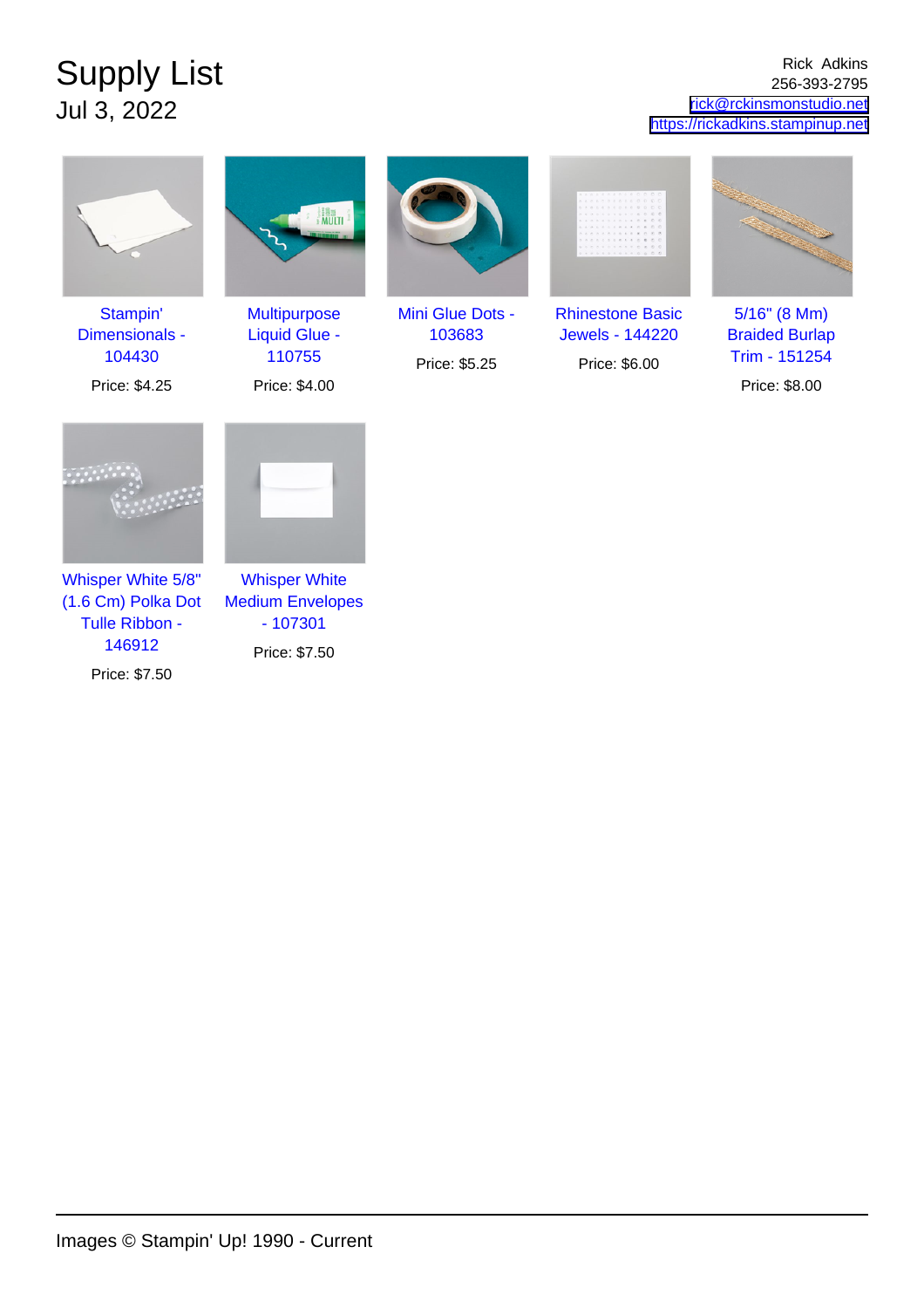# Supply List

Jul 3, 2022

Rick Adkins
256-393-2795
rick@rckinsmonstudio.net
https://rickadkins.stampinup.net

Stampin' Dimensionals - 104430

Price: $4.25

Multipurpose Liquid Glue - 110755

Price: $4.00

Mini Glue Dots - 103683

Price: $5.25

Rhinestone Basic Jewels - 144220

Price: $6.00

5/16" (8 Mm) Braided Burlap Trim - 151254

Price: $8.00

Whisper White 5/8" (1.6 Cm) Polka Dot Tulle Ribbon - 146912

Price: $7.50

Whisper White Medium Envelopes - 107301

Price: $7.50

Images © Stampin' Up! 1990 - Current